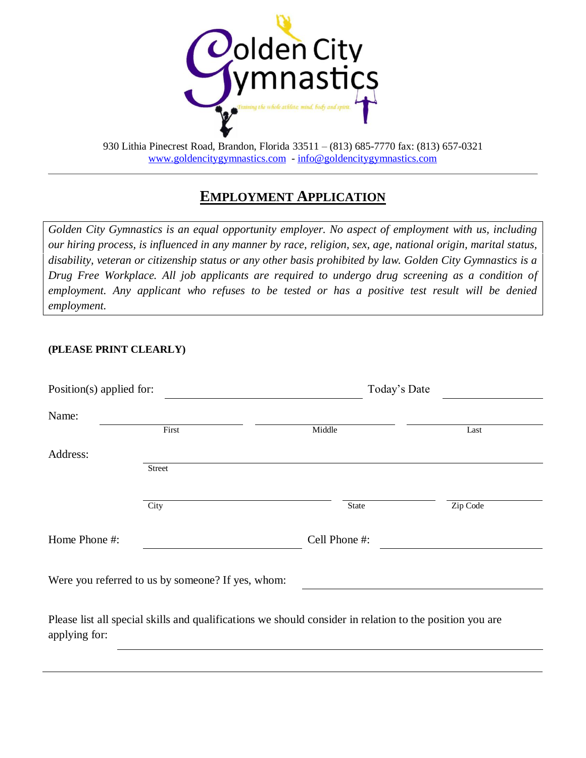Golden City Gymnastics

Training the whole athlete: mind, body and spirit.

930 Lithia Pinecrest Road, Brandon, Florida 33511 – (813) 685-7770 fax: (813) 657-0321
www.goldencitygymnastics.com - info@goldencitygymnastics.com

---

## EMPLOYMENT APPLICATION

*Golden City Gymnastics is an equal opportunity employer. No aspect of employment with us, including our hiring process, is influenced in any manner by race, religion, sex, age, national origin, marital status, disability, veteran or citizenship status or any other basis prohibited by law. Golden City Gymnastics is a Drug Free Workplace. All job applicants are required to undergo drug screening as a condition of employment. Any applicant who refuses to be tested or has a positive test result will be denied employment.*

**(PLEASE PRINT CLEARLY)**

Position(s) applied for: ______________________ Today's Date ______________

Name: ______________ ______________ ______________
First Middle Last

Address: ________________________________________
Street

______________________ ______________ ______________
City State Zip Code

Home Phone #: ______________ Cell Phone #: ______________

Were you referred to us by someone? If yes, whom: ______________________

Please list all special skills and qualifications we should consider in relation to the position you are applying for: ________________________________________

________________________________________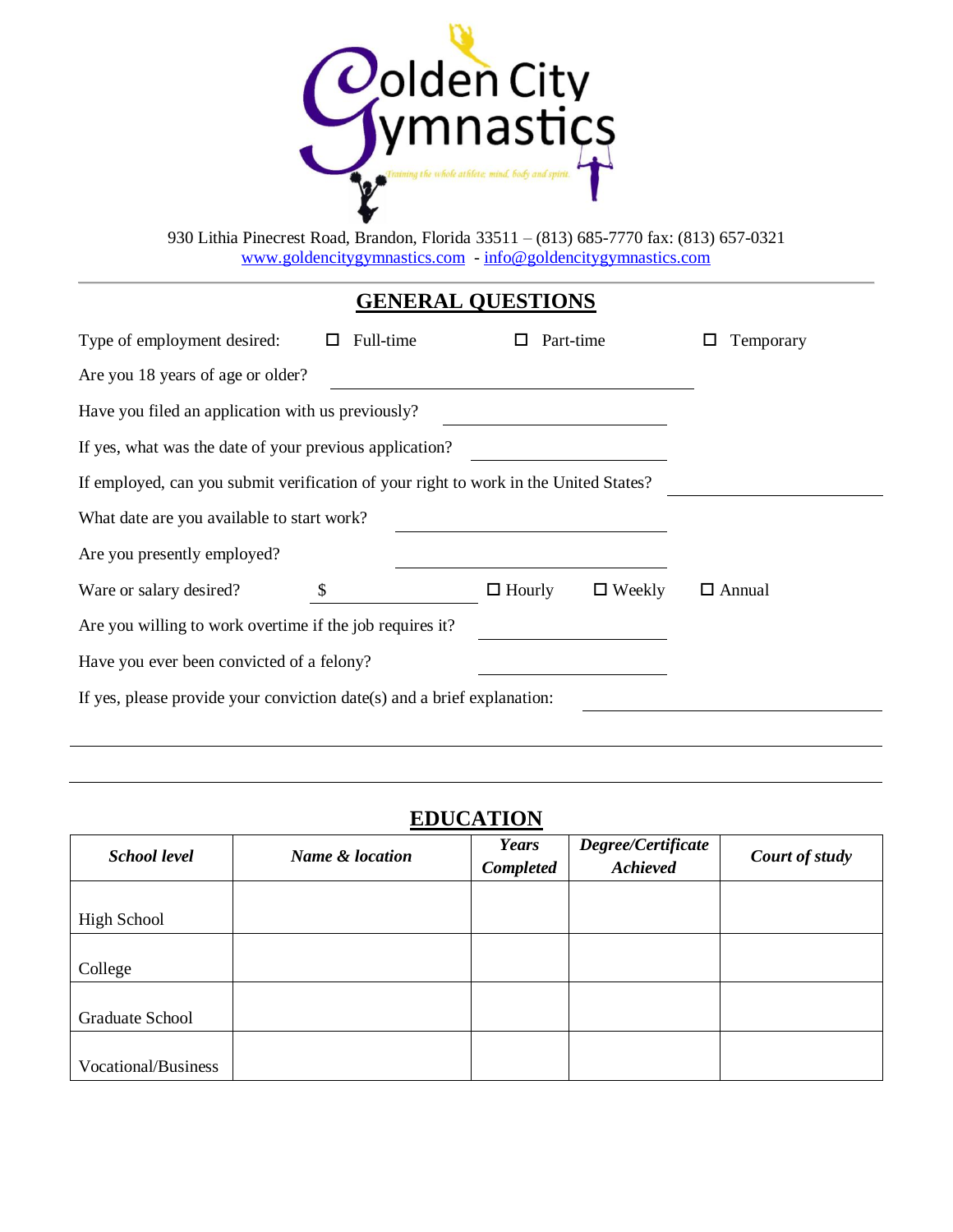# Golden City Gymnastics

*Training the whole athlete: mind, body and spirit.*

930 Lithia Pinecrest Road, Brandon, Florida 33511 – (813) 685-7770 fax: (813) 657-0321
www.goldencitygymnastics.com - info@goldencitygymnastics.com

---

## GENERAL QUESTIONS

Type of employment desired: ☐ Full-time ☐ Part-time ☐ Temporary

Are you 18 years of age or older? ______________________________

Have you filed an application with us previously? ____________________

If yes, what was the date of your previous application? ________________

If employed, can you submit verification of your right to work in the United States? ________________

What date are you available to start work? ______________________

Are you presently employed? ______________________

Ware or salary desired? $ ______________ ☐ Hourly ☐ Weekly ☐ Annual

Are you willing to work overtime if the job requires it? ________________

Have you ever been convicted of a felony? ________________

If yes, please provide your conviction date(s) and a brief explanation: ________________________

______________________________________________________________________

______________________________________________________________________

## EDUCATION

| ***School level*** | ***Name & location*** | ***Years Completed*** | ***Degree/Certificate Achieved*** | ***Court of study*** |
|---|---|---|---|---|
| High School | | | | |
| College | | | | |
| Graduate School | | | | |
| Vocational/Business | | | | |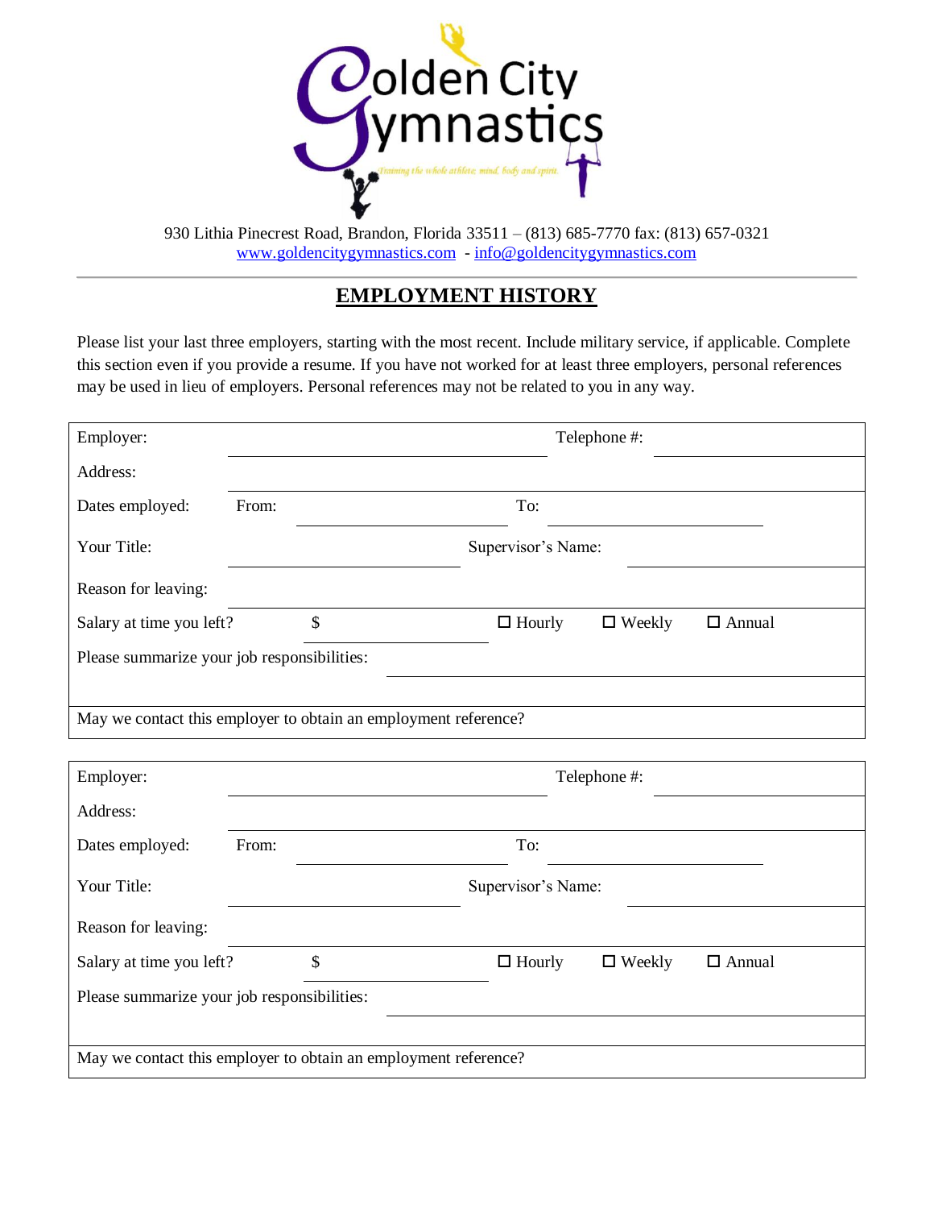Golden City Gymnastics

*Training the whole athlete: mind, body and spirit.*

930 Lithia Pinecrest Road, Brandon, Florida 33511 – (813) 685-7770 fax: (813) 657-0321
www.goldencitygymnastics.com - info@goldencitygymnastics.com

---

## EMPLOYMENT HISTORY

Please list your last three employers, starting with the most recent. Include military service, if applicable. Complete this section even if you provide a resume. If you have not worked for at least three employers, personal references may be used in lieu of employers. Personal references may not be related to you in any way.

Employer: \_\_\_\_\_\_\_\_\_\_\_\_\_\_\_\_\_\_\_\_ Telephone #: \_\_\_\_\_\_\_\_\_\_\_\_

Address: \_\_\_\_\_\_\_\_\_\_\_\_\_\_\_\_\_\_\_\_\_\_\_\_\_\_\_\_\_\_\_\_\_\_\_\_

Dates employed: From: \_\_\_\_\_\_\_\_\_\_\_\_ To: \_\_\_\_\_\_\_\_\_\_\_\_

Your Title: \_\_\_\_\_\_\_\_\_\_\_\_ Supervisor's Name: \_\_\_\_\_\_\_\_\_\_\_\_

Reason for leaving: \_\_\_\_\_\_\_\_\_\_\_\_\_\_\_\_\_\_\_\_\_\_\_\_\_\_\_\_\_\_\_\_\_\_\_\_

Salary at time you left? $ \_\_\_\_\_\_\_\_\_\_ ☐ Hourly ☐ Weekly ☐ Annual

Please summarize your job responsibilities: \_\_\_\_\_\_\_\_\_\_\_\_\_\_\_\_\_\_\_\_\_\_\_\_\_\_\_\_\_\_\_\_\_\_\_\_

May we contact this employer to obtain an employment reference?

---

Employer: \_\_\_\_\_\_\_\_\_\_\_\_\_\_\_\_\_\_\_\_ Telephone #: \_\_\_\_\_\_\_\_\_\_\_\_

Address: \_\_\_\_\_\_\_\_\_\_\_\_\_\_\_\_\_\_\_\_\_\_\_\_\_\_\_\_\_\_\_\_\_\_\_\_

Dates employed: From: \_\_\_\_\_\_\_\_\_\_\_\_ To: \_\_\_\_\_\_\_\_\_\_\_\_

Your Title: \_\_\_\_\_\_\_\_\_\_\_\_ Supervisor's Name: \_\_\_\_\_\_\_\_\_\_\_\_

Reason for leaving: \_\_\_\_\_\_\_\_\_\_\_\_\_\_\_\_\_\_\_\_\_\_\_\_\_\_\_\_\_\_\_\_\_\_\_\_

Salary at time you left? $ \_\_\_\_\_\_\_\_\_\_ ☐ Hourly ☐ Weekly ☐ Annual

Please summarize your job responsibilities: \_\_\_\_\_\_\_\_\_\_\_\_\_\_\_\_\_\_\_\_\_\_\_\_\_\_\_\_\_\_\_\_\_\_\_\_

May we contact this employer to obtain an employment reference?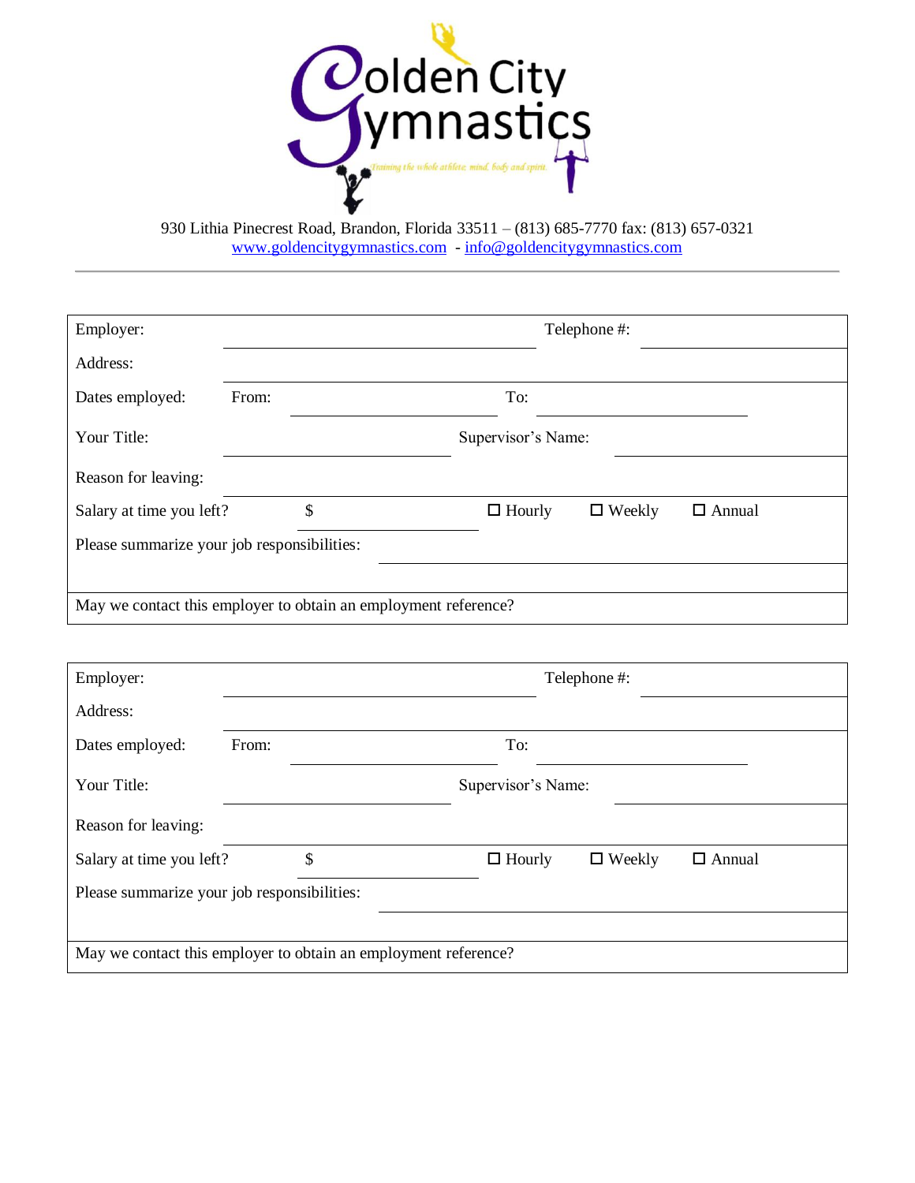# Golden City Gymnastics

*Training the whole athlete: mind, body and spirit.*

930 Lithia Pinecrest Road, Brandon, Florida 33511 – (813) 685-7770 fax: (813) 657-0321
www.goldencitygymnastics.com - info@goldencitygymnastics.com

---

Employer: ______________________________ Telephone #: ____________________

Address: ____________________________________________________________

Dates employed: From: ____________________ To: ____________________

Your Title: ____________________ Supervisor's Name: ____________________

Reason for leaving: ____________________________________________________

Salary at time you left? $ ____________ ☐ Hourly ☐ Weekly ☐ Annual

Please summarize your job responsibilities: ______________________________

______________________________________________________________________

May we contact this employer to obtain an employment reference?

---

Employer: ______________________________ Telephone #: ____________________

Address: ____________________________________________________________

Dates employed: From: ____________________ To: ____________________

Your Title: ____________________ Supervisor's Name: ____________________

Reason for leaving: ____________________________________________________

Salary at time you left? $ ____________ ☐ Hourly ☐ Weekly ☐ Annual

Please summarize your job responsibilities: ______________________________

______________________________________________________________________

May we contact this employer to obtain an employment reference?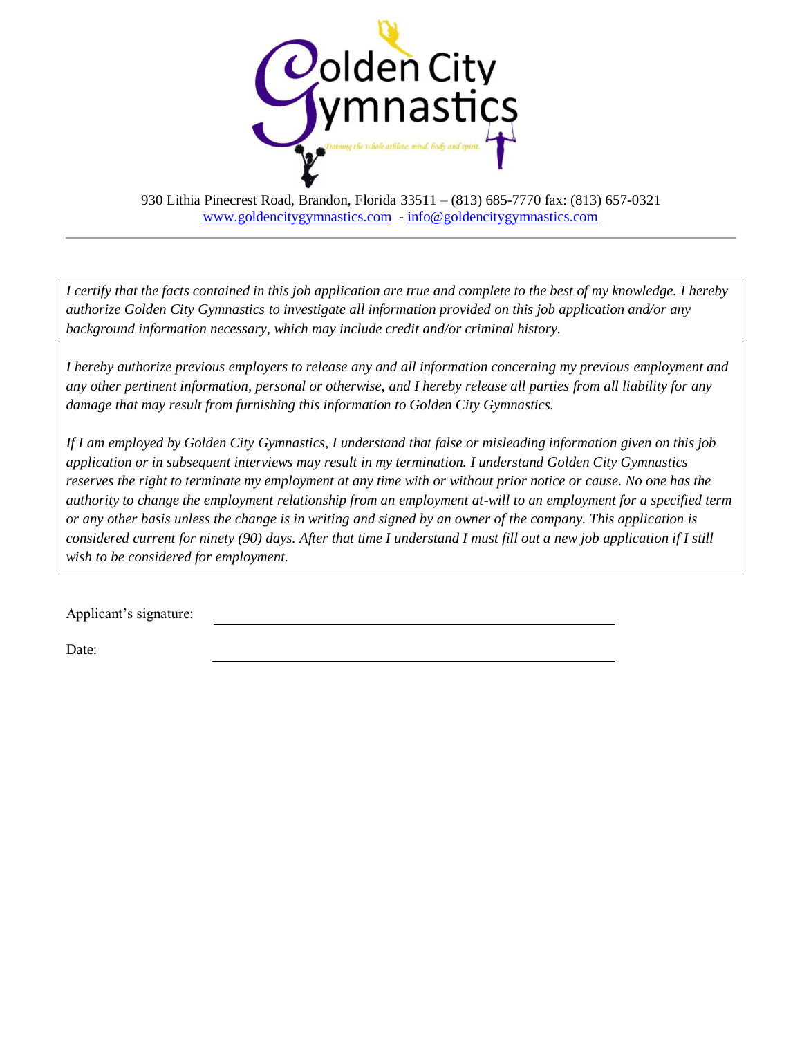Golden City Gymnastics

Training the whole athlete: mind, body and spirit.

930 Lithia Pinecrest Road, Brandon, Florida 33511 – (813) 685-7770 fax: (813) 657-0321
www.goldencitygymnastics.com - info@goldencitygymnastics.com

---

*I certify that the facts contained in this job application are true and complete to the best of my knowledge. I hereby authorize Golden City Gymnastics to investigate all information provided on this job application and/or any background information necessary, which may include credit and/or criminal history.*

*I hereby authorize previous employers to release any and all information concerning my previous employment and any other pertinent information, personal or otherwise, and I hereby release all parties from all liability for any damage that may result from furnishing this information to Golden City Gymnastics.*

*If I am employed by Golden City Gymnastics, I understand that false or misleading information given on this job application or in subsequent interviews may result in my termination. I understand Golden City Gymnastics reserves the right to terminate my employment at any time with or without prior notice or cause. No one has the authority to change the employment relationship from an employment at-will to an employment for a specified term or any other basis unless the change is in writing and signed by an owner of the company. This application is considered current for ninety (90) days. After that time I understand I must fill out a new job application if I still wish to be considered for employment.*

Applicant's signature: ______________________________

Date: ______________________________